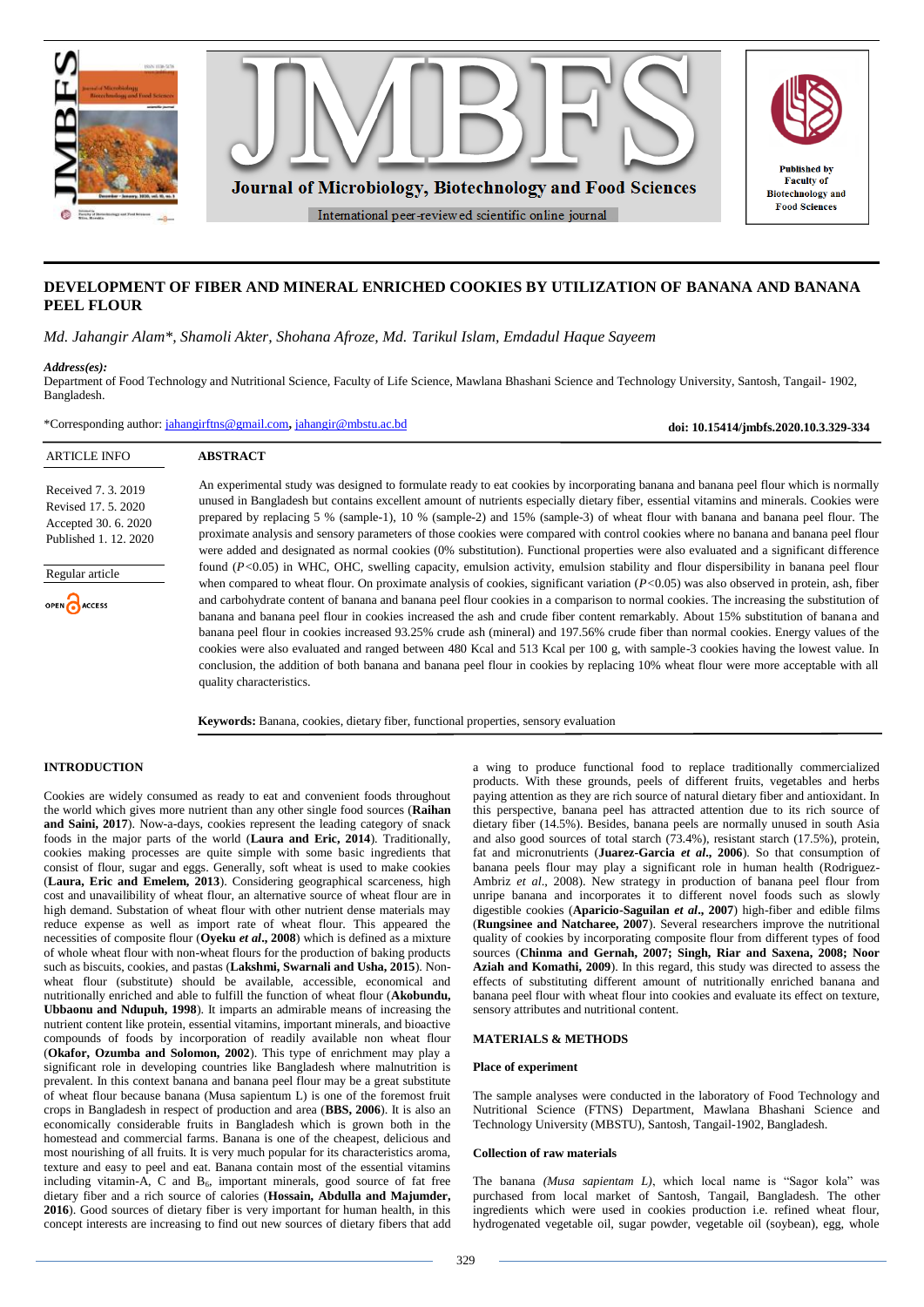# DEVELOPMENT OF FIBER AND MINERAL ENRICHED COOKIES BY UTILIZATION OF BANANA AND BANANA PEEL FLOUR

*Md. Jahangir Alam\*, Shamoli Akter, Shohana Afroze, Md. Tarikul Islam, Emdadul Haque Sayeem*

***Address(es):***
Department of Food Technology and Nutritional Science, Faculty of Life Science, Mawlana Bhashani Science and Technology University, Santosh, Tangail- 1902, Bangladesh.

\*Corresponding author: jahangirftns@gmail.com, jahangir@mbstu.ac.bd

**doi: 10.15414/jmbfs.2020.10.3.329-334**

ARTICLE INFO

Received 7. 3. 2019
Revised 17. 5. 2020
Accepted 30. 6. 2020
Published 1. 12. 2020

Regular article

OPEN ACCESS

## ABSTRACT

An experimental study was designed to formulate ready to eat cookies by incorporating banana and banana peel flour which is normally unused in Bangladesh but contains excellent amount of nutrients especially dietary fiber, essential vitamins and minerals. Cookies were prepared by replacing 5 % (sample-1), 10 % (sample-2) and 15% (sample-3) of wheat flour with banana and banana peel flour. The proximate analysis and sensory parameters of those cookies were compared with control cookies where no banana and banana peel flour were added and designated as normal cookies (0% substitution). Functional properties were also evaluated and a significant difference found ($P<0.05$) in WHC, OHC, swelling capacity, emulsion activity, emulsion stability and flour dispersibility in banana peel flour when compared to wheat flour. On proximate analysis of cookies, significant variation ($P<0.05$) was also observed in protein, ash, fiber and carbohydrate content of banana and banana peel flour cookies in a comparison to normal cookies. The increasing the substitution of banana and banana peel flour in cookies increased the ash and crude fiber content remarkably. About 15% substitution of banana and banana peel flour in cookies increased 93.25% crude ash (mineral) and 197.56% crude fiber than normal cookies. Energy values of the cookies were also evaluated and ranged between 480 Kcal and 513 Kcal per 100 g, with sample-3 cookies having the lowest value. In conclusion, the addition of both banana and banana peel flour in cookies by replacing 10% wheat flour were more acceptable with all quality characteristics.

**Keywords:** Banana, cookies, dietary fiber, functional properties, sensory evaluation

## INTRODUCTION

Cookies are widely consumed as ready to eat and convenient foods throughout the world which gives more nutrient than any other single food sources (**Raihan and Saini, 2017**). Now-a-days, cookies represent the leading category of snack foods in the major parts of the world (**Laura and Eric, 2014**). Traditionally, cookies making processes are quite simple with some basic ingredients that consist of flour, sugar and eggs. Generally, soft wheat is used to make cookies (**Laura, Eric and Emelem, 2013**). Considering geographical scarceness, high cost and unavailibility of wheat flour, an alternative source of wheat flour are in high demand. Substation of wheat flour with other nutrient dense materials may reduce expense as well as import rate of wheat flour. This appeared the necessities of composite flour (**Oyeku *et al*., 2008**) which is defined as a mixture of whole wheat flour with non-wheat flours for the production of baking products such as biscuits, cookies, and pastas (**Lakshmi, Swarnali and Usha, 2015**). Non-wheat flour (substitute) should be available, accessible, economical and nutritionally enriched and able to fulfill the function of wheat flour (**Akobundu, Ubbaonu and Ndupuh, 1998**). It imparts an admirable means of increasing the nutrient content like protein, essential vitamins, important minerals, and bioactive compounds of foods by incorporation of readily available non wheat flour (**Okafor, Ozumba and Solomon, 2002**). This type of enrichment may play a significant role in developing countries like Bangladesh where malnutrition is prevalent. In this context banana and banana peel flour may be a great substitute of wheat flour because banana (Musa sapientum L) is one of the foremost fruit crops in Bangladesh in respect of production and area (**BBS, 2006**). It is also an economically considerable fruits in Bangladesh which is grown both in the homestead and commercial farms. Banana is one of the cheapest, delicious and most nourishing of all fruits. It is very much popular for its characteristics aroma, texture and easy to peel and eat. Banana contain most of the essential vitamins including vitamin-A, C and $B_6$, important minerals, good source of fat free dietary fiber and a rich source of calories (**Hossain, Abdulla and Majumder, 2016**). Good sources of dietary fiber is very important for human health, in this concept interests are increasing to find out new sources of dietary fibers that add a wing to produce functional food to replace traditionally commercialized products. With these grounds, peels of different fruits, vegetables and herbs paying attention as they are rich source of natural dietary fiber and antioxidant. In this perspective, banana peel has attracted attention due to its rich source of dietary fiber (14.5%). Besides, banana peels are normally unused in south Asia and also good sources of total starch (73.4%), resistant starch (17.5%), protein, fat and micronutrients (**Juarez-Garcia *et al*., 2006**). So that consumption of banana peels flour may play a significant role in human health (Rodriguez-Ambriz *et al*., 2008). New strategy in production of banana peel flour from unripe banana and incorporates it to different novel foods such as slowly digestible cookies (**Aparicio-Saguilan *et al*., 2007**) high-fiber and edible films (**Rungsinee and Natcharee, 2007**). Several researchers improve the nutritional quality of cookies by incorporating composite flour from different types of food sources (**Chinma and Gernah, 2007; Singh, Riar and Saxena, 2008; Noor Aziah and Komathi, 2009**). In this regard, this study was directed to assess the effects of substituting different amount of nutritionally enriched banana and banana peel flour with wheat flour into cookies and evaluate its effect on texture, sensory attributes and nutritional content.

## MATERIALS & METHODS

### Place of experiment

The sample analyses were conducted in the laboratory of Food Technology and Nutritional Science (FTNS) Department, Mawlana Bhashani Science and Technology University (MBSTU), Santosh, Tangail-1902, Bangladesh.

### Collection of raw materials

The banana *(Musa sapientam L)*, which local name is "Sagor kola" was purchased from local market of Santosh, Tangail, Bangladesh. The other ingredients which were used in cookies production i.e. refined wheat flour, hydrogenated vegetable oil, sugar powder, vegetable oil (soybean), egg, whole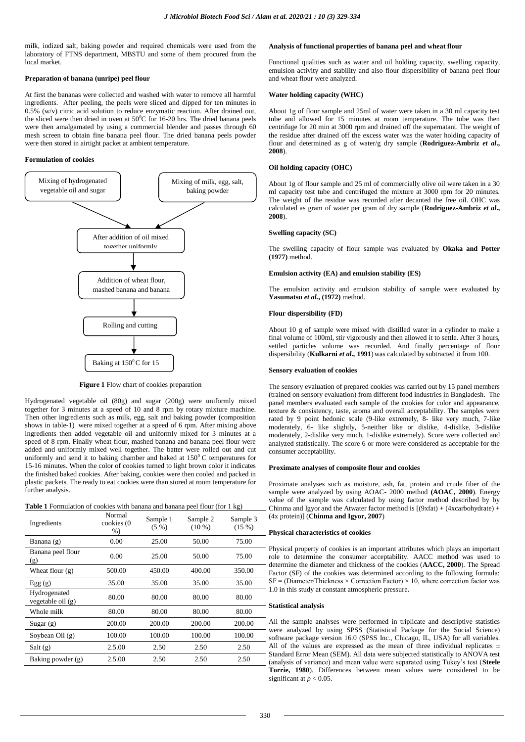milk, iodized salt, baking powder and required chemicals were used from the laboratory of FTNS department, MBSTU and some of them procured from the local market.

**Preparation of banana (unripe) peel flour**

At first the bananas were collected and washed with water to remove all harmful ingredients. After peeling, the peels were sliced and dipped for ten minutes in 0.5% (w/v) citric acid solution to reduce enzymatic reaction. After drained out, the sliced were then dried in oven at $50^0$C for 16-20 hrs. The dried banana peels were then amalgamated by using a commercial blender and passes through 60 mesh screen to obtain fine banana peel flour. The dried banana peels powder were then stored in airtight packet at ambient temperature.

**Formulation of cookies**

Mixing of hydrogenated vegetable oil and sugar → After addition of oil mixed together uniformly

Mixing of milk, egg, salt, baking powder → After addition of oil mixed together uniformly

After addition of oil mixed together uniformly → Addition of wheat flour, mashed banana and banana → Rolling and cutting → Baking at $150^0$C for 15

**Figure 1** Flow chart of cookies preparation

Hydrogenated vegetable oil (80g) and sugar (200g) were uniformly mixed together for 3 minutes at a speed of 10 and 8 rpm by rotary mixture machine. Then other ingredients such as milk, egg, salt and baking powder (composition shows in table-1) were mixed together at a speed of 6 rpm. After mixing above ingredients then added vegetable oil and uniformly mixed for 3 minutes at a speed of 8 rpm. Finally wheat flour, mashed banana and banana peel flour were added and uniformly mixed well together. The batter were rolled out and cut uniformly and send it to baking chamber and baked at $150^0$ C temperatures for 15-16 minutes. When the color of cookies turned to light brown color it indicates the finished baked cookies. After baking, cookies were then cooled and packed in plastic packets. The ready to eat cookies were than stored at room temperature for further analysis.

**Table 1** Formulation of cookies with banana and banana peel flour (for 1 kg)

| Ingredients | Normal cookies (0 %) | Sample 1 (5 %) | Sample 2 (10 %) | Sample 3 (15 %) |
|---|---|---|---|---|
| Banana (g) | 0.00 | 25.00 | 50.00 | 75.00 |
| Banana peel flour (g) | 0.00 | 25.00 | 50.00 | 75.00 |
| Wheat flour (g) | 500.00 | 450.00 | 400.00 | 350.00 |
| Egg (g) | 35.00 | 35.00 | 35.00 | 35.00 |
| Hydrogenated vegetable oil (g) | 80.00 | 80.00 | 80.00 | 80.00 |
| Whole milk | 80.00 | 80.00 | 80.00 | 80.00 |
| Sugar (g) | 200.00 | 200.00 | 200.00 | 200.00 |
| Soybean Oil (g) | 100.00 | 100.00 | 100.00 | 100.00 |
| Salt (g) | 2.5.00 | 2.50 | 2.50 | 2.50 |
| Baking powder (g) | 2.5.00 | 2.50 | 2.50 | 2.50 |

**Analysis of functional properties of banana peel and wheat flour**

Functional qualities such as water and oil holding capacity, swelling capacity, emulsion activity and stability and also flour dispersibility of banana peel flour and wheat flour were analyzed.

**Water holding capacity (WHC)**

About 1g of flour sample and 25ml of water were taken in a 30 ml capacity test tube and allowed for 15 minutes at room temperature. The tube was then centrifuge for 20 min at 3000 rpm and drained off the supernatant. The weight of the residue after drained off the excess water was the water holding capacity of flour and determined as g of water/g dry sample (**Rodriguez-Ambriz *et al*., 2008**).

**Oil holding capacity (OHC)**

About 1g of flour sample and 25 ml of commercially olive oil were taken in a 30 ml capacity test tube and centrifuged the mixture at 3000 rpm for 20 minutes. The weight of the residue was recorded after decanted the free oil. OHC was calculated as gram of water per gram of dry sample (**Rodriguez-Ambriz *et al*., 2008**).

**Swelling capacity (SC)**

The swelling capacity of flour sample was evaluated by **Okaka and Potter (1977)** method.

**Emulsion activity (EA) and emulsion stability (ES)**

The emulsion activity and emulsion stability of sample were evaluated by **Yasumatsu *et al.*, (1972)** method.

**Flour dispersibility (FD)**

About 10 g of sample were mixed with distilled water in a cylinder to make a final volume of 100ml, stir vigorously and then allowed it to settle. After 3 hours, settled particles volume was recorded. And finally percentage of flour dispersibility (**Kulkarni *et al.*, 1991**) was calculated by subtracted it from 100.

**Sensory evaluation of cookies**

The sensory evaluation of prepared cookies was carried out by 15 panel members (trained on sensory evaluation) from different food industries in Bangladesh. The panel members evaluated each sample of the cookies for color and appearance, texture & consistency, taste, aroma and overall acceptability. The samples were rated by 9 point hedonic scale (9-like extremely, 8- like very much, 7-like moderately, 6- like slightly, 5-neither like or dislike, 4-dislike, 3-dislike moderately, 2-dislike very much, 1-dislike extremely). Score were collected and analyzed statistically. The score 6 or more were considered as acceptable for the consumer acceptability.

**Proximate analyses of composite flour and cookies**

Proximate analyses such as moisture, ash, fat, protein and crude fiber of the sample were analyzed by using AOAC- 2000 method **(AOAC, 2000)**. Energy value of the sample was calculated by using factor method described by by Chinma and Igyor and the Atwater factor method is [(9xfat) + (4xcarbohydrate) + (4x protein)] (**Chinma and Igyor, 2007**)

**Physical characteristics of cookies**

Physical property of cookies is an important attributes which plays an important role to determine the consumer acceptability. AACC method was used to determine the diameter and thickness of the cookies (**AACC, 2000**). The Spread Factor (SF) of the cookies was determined according to the following formula: $SF = (Diameter/Thickness \times Correction\ Factor) \times 10$, where correction factor was 1.0 in this study at constant atmospheric pressure.

**Statistical analysis**

All the sample analyses were performed in triplicate and descriptive statistics were analyzed by using SPSS (Statistical Package for the Social Science) software package version 16.0 (SPSS Inc., Chicago, IL, USA) for all variables. All of the values are expressed as the mean of three individual replicates ± Standard Error Mean (SEM). All data were subjected statistically to ANOVA test (analysis of variance) and mean value were separated using Tukey's test (**Steele Torrie, 1980**). Differences between mean values were considered to be significant at $p < 0.05$.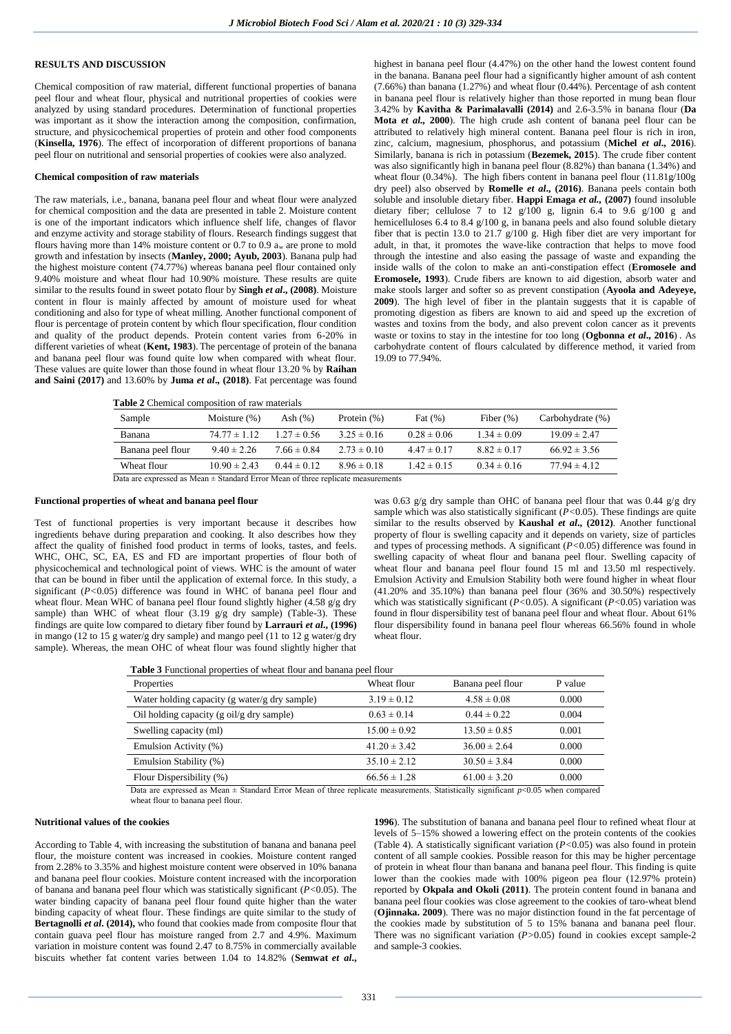## RESULTS AND DISCUSSION

Chemical composition of raw material, different functional properties of banana peel flour and wheat flour, physical and nutritional properties of cookies were analyzed by using standard procedures. Determination of functional properties was important as it show the interaction among the composition, confirmation, structure, and physicochemical properties of protein and other food components (**Kinsella, 1976**). The effect of incorporation of different proportions of banana peel flour on nutritional and sensorial properties of cookies were also analyzed.

### Chemical composition of raw materials

The raw materials, i.e., banana, banana peel flour and wheat flour were analyzed for chemical composition and the data are presented in table 2. Moisture content is one of the important indicators which influence shelf life, changes of flavor and enzyme activity and storage stability of flours. Research findings suggest that flours having more than 14% moisture content or 0.7 to 0.9 $a_w$ are prone to mold growth and infestation by insects (**Manley, 2000; Ayub, 2003**). Banana pulp had the highest moisture content (74.77%) whereas banana peel flour contained only 9.40% moisture and wheat flour had 10.90% moisture. These results are quite similar to the results found in sweet potato flour by **Singh *et al*., (2008)**. Moisture content in flour is mainly affected by amount of moisture used for wheat conditioning and also for type of wheat milling. Another functional component of flour is percentage of protein content by which flour specification, flour condition and quality of the product depends. Protein content varies from 6-20% in different varieties of wheat (**Kent, 1983**). The percentage of protein of the banana and banana peel flour was found quite low when compared with wheat flour. These values are quite lower than those found in wheat flour 13.20 % by **Raihan and Saini (2017)** and 13.60% by **Juma *et al*., (2018)**. Fat percentage was found highest in banana peel flour (4.47%) on the other hand the lowest content found in the banana. Banana peel flour had a significantly higher amount of ash content (7.66%) than banana (1.27%) and wheat flour (0.44%). Percentage of ash content in banana peel flour is relatively higher than those reported in mung bean flour 3.42% by **Kavitha & Parimalavalli (2014)** and 2.6-3.5% in banana flour (**Da Mota *et al*., 2000**). The high crude ash content of banana peel flour can be attributed to relatively high mineral content. Banana peel flour is rich in iron, zinc, calcium, magnesium, phosphorus, and potassium (**Michel *et al*., 2016**). Similarly, banana is rich in potassium (**Bezemek, 2015**). The crude fiber content was also significantly high in banana peel flour (8.82%) than banana (1.34%) and wheat flour (0.34%). The high fibers content in banana peel flour (11.81g/100g dry peel) also observed by **Romelle *et al*., (2016)**. Banana peels contain both soluble and insoluble dietary fiber. **Happi Emaga *et al*., (2007)** found insoluble dietary fiber; cellulose 7 to 12 g/100 g, lignin 6.4 to 9.6 g/100 g and hemicelluloses 6.4 to 8.4 g/100 g, in banana peels and also found soluble dietary fiber that is pectin 13.0 to 21.7 g/100 g. High fiber diet are very important for adult, in that, it promotes the wave-like contraction that helps to move food through the intestine and also easing the passage of waste and expanding the inside walls of the colon to make an anti-constipation effect (**Eromosele and Eromosele, 1993**). Crude fibers are known to aid digestion, absorb water and make stools larger and softer so as prevent constipation (**Ayoola and Adeyeye, 2009**). The high level of fiber in the plantain suggests that it is capable of promoting digestion as fibers are known to aid and speed up the excretion of wastes and toxins from the body, and also prevent colon cancer as it prevents waste or toxins to stay in the intestine for too long (**Ogbonna *et al*., 2016**). As carbohydrate content of flours calculated by difference method, it varied from 19.09 to 77.94%.

**Table 2** Chemical composition of raw materials

| Sample | Moisture (%) | Ash (%) | Protein (%) | Fat (%) | Fiber (%) | Carbohydrate (%) |
|---|---|---|---|---|---|---|
| Banana | 74.77 ± 1.12 | 1.27 ± 0.56 | 3.25 ± 0.16 | 0.28 ± 0.06 | 1.34 ± 0.09 | 19.09 ± 2.47 |
| Banana peel flour | 9.40 ± 2.26 | 7.66 ± 0.84 | 2.73 ± 0.10 | 4.47 ± 0.17 | 8.82 ± 0.17 | 66.92 ± 3.56 |
| Wheat flour | 10.90 ± 2.43 | 0.44 ± 0.12 | 8.96 ± 0.18 | 1.42 ± 0.15 | 0.34 ± 0.16 | 77.94 ± 4.12 |

Data are expressed as Mean ± Standard Error Mean of three replicate measurements

### Functional properties of wheat and banana peel flour

Test of functional properties is very important because it describes how ingredients behave during preparation and cooking. It also describes how they affect the quality of finished food product in terms of looks, tastes, and feels. WHC, OHC, SC, EA, ES and FD are important properties of flour both of physicochemical and technological point of views. WHC is the amount of water that can be bound in fiber until the application of external force. In this study, a significant ($P$<0.05) difference was found in WHC of banana peel flour and wheat flour. Mean WHC of banana peel flour found slightly higher (4.58 g/g dry sample) than WHC of wheat flour (3.19 g/g dry sample) (Table-3). These findings are quite low compared to dietary fiber found by **Larrauri *et al*., (1996)** in mango (12 to 15 g water/g dry sample) and mango peel (11 to 12 g water/g dry sample). Whereas, the mean OHC of wheat flour was found slightly higher that was 0.63 g/g dry sample than OHC of banana peel flour that was 0.44 g/g dry sample which was also statistically significant ($P$<0.05). These findings are quite similar to the results observed by **Kaushal *et al*., (2012)**. Another functional property of flour is swelling capacity and it depends on variety, size of particles and types of processing methods. A significant ($P$<0.05) difference was found in swelling capacity of wheat flour and banana peel flour. Swelling capacity of wheat flour and banana peel flour found 15 ml and 13.50 ml respectively. Emulsion Activity and Emulsion Stability both were found higher in wheat flour (41.20% and 35.10%) than banana peel flour (36% and 30.50%) respectively which was statistically significant ($P$<0.05). A significant ($P$<0.05) variation was found in flour dispersibility test of banana peel flour and wheat flour. About 61% flour dispersibility found in banana peel flour whereas 66.56% found in whole wheat flour.

**Table 3** Functional properties of wheat flour and banana peel flour

| Properties | Wheat flour | Banana peel flour | P value |
|---|---|---|---|
| Water holding capacity (g water/g dry sample) | 3.19 ± 0.12 | 4.58 ± 0.08 | 0.000 |
| Oil holding capacity (g oil/g dry sample) | 0.63 ± 0.14 | 0.44 ± 0.22 | 0.004 |
| Swelling capacity (ml) | 15.00 ± 0.92 | 13.50 ± 0.85 | 0.001 |
| Emulsion Activity (%) | 41.20 ± 3.42 | 36.00 ± 2.64 | 0.000 |
| Emulsion Stability (%) | 35.10 ± 2.12 | 30.50 ± 3.84 | 0.000 |
| Flour Dispersibility (%) | 66.56 ± 1.28 | 61.00 ± 3.20 | 0.000 |

Data are expressed as Mean ± Standard Error Mean of three replicate measurements. Statistically significant $p$<0.05 when compared wheat flour to banana peel flour.

### Nutritional values of the cookies

According to Table 4, with increasing the substitution of banana and banana peel flour, the moisture content was increased in cookies. Moisture content ranged from 2.28% to 3.35% and highest moisture content were observed in 10% banana and banana peel flour cookies. Moisture content increased with the incorporation of banana and banana peel flour which was statistically significant ($P$<0.05). The water binding capacity of banana peel flour found quite higher than the water binding capacity of wheat flour. These findings are quite similar to the study of **Bertagnolli *et al*. (2014),** who found that cookies made from composite flour that contain guava peel flour has moisture ranged from 2.7 and 4.9%. Maximum variation in moisture content was found 2.47 to 8.75% in commercially available biscuits whether fat content varies between 1.04 to 14.82% (**Semwat *et al*., 1996**). The substitution of banana and banana peel flour to refined wheat flour at levels of 5–15% showed a lowering effect on the protein contents of the cookies (Table 4). A statistically significant variation ($P$<0.05) was also found in protein content of all sample cookies. Possible reason for this may be higher percentage of protein in wheat flour than banana and banana peel flour. This finding is quite lower than the cookies made with 100% pigeon pea flour (12.97% protein) reported by **Okpala and Okoli (2011)**. The protein content found in banana and banana peel flour cookies was close agreement to the cookies of taro-wheat blend (**Ojinnaka. 2009**). There was no major distinction found in the fat percentage of the cookies made by substitution of 5 to 15% banana and banana peel flour. There was no significant variation ($P$>0.05) found in cookies except sample-2 and sample-3 cookies.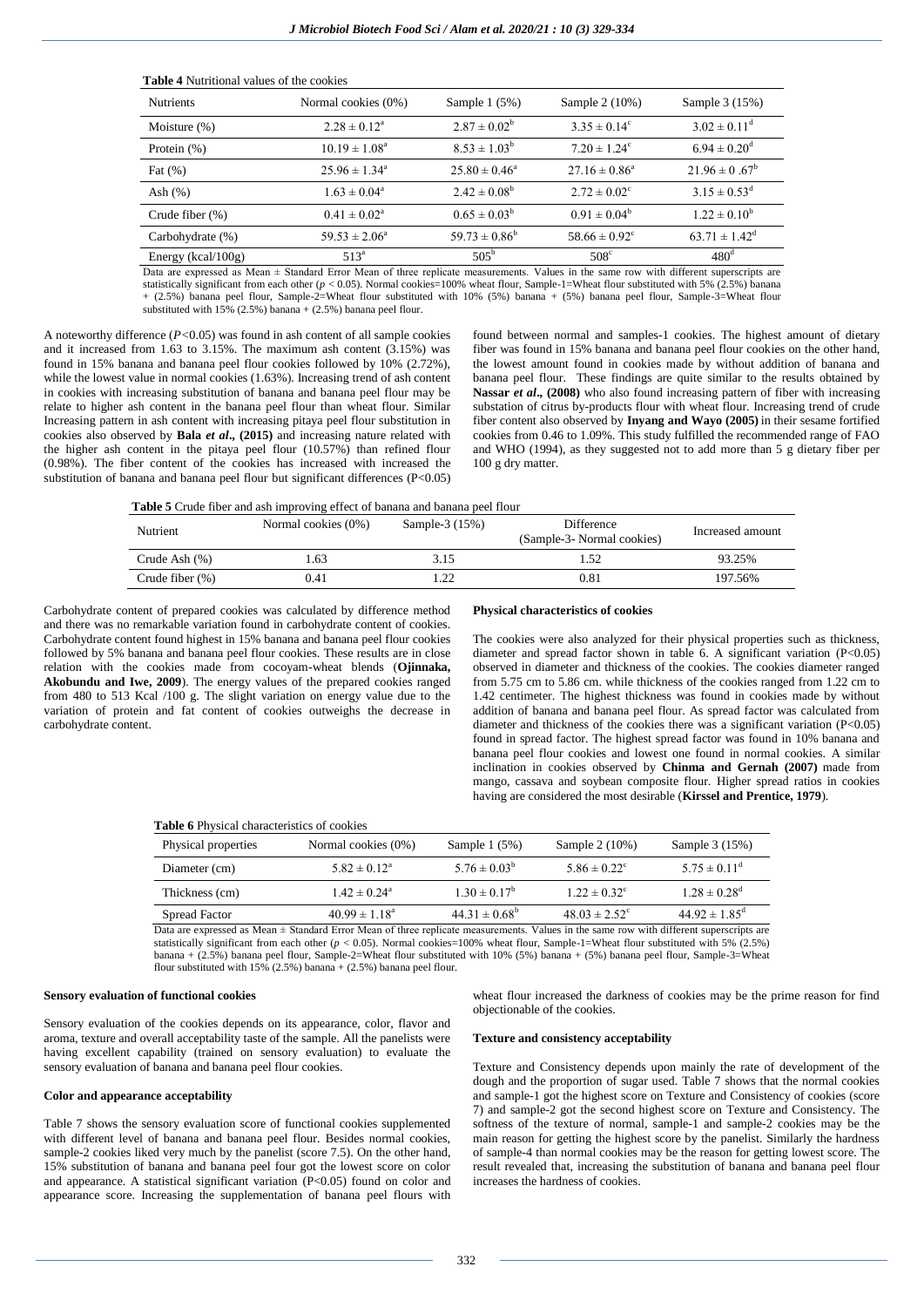**Table 4** Nutritional values of the cookies

| Nutrients | Normal cookies (0%) | Sample 1 (5%) | Sample 2 (10%) | Sample 3 (15%) |
|---|---|---|---|---|
| Moisture (%) | $2.28 \pm 0.12^{a}$ | $2.87 \pm 0.02^{b}$ | $3.35 \pm 0.14^{c}$ | $3.02 \pm 0.11^{d}$ |
| Protein (%) | $10.19 \pm 1.08^{a}$ | $8.53 \pm 1.03^{b}$ | $7.20 \pm 1.24^{c}$ | $6.94 \pm 0.20^{d}$ |
| Fat (%) | $25.96 \pm 1.34^{a}$ | $25.80 \pm 0.46^{a}$ | $27.16 \pm 0.86^{a}$ | $21.96 \pm 0.67^{b}$ |
| Ash (%) | $1.63 \pm 0.04^{a}$ | $2.42 \pm 0.08^{b}$ | $2.72 \pm 0.02^{c}$ | $3.15 \pm 0.53^{d}$ |
| Crude fiber (%) | $0.41 \pm 0.02^{a}$ | $0.65 \pm 0.03^{b}$ | $0.91 \pm 0.04^{b}$ | $1.22 \pm 0.10^{b}$ |
| Carbohydrate (%) | $59.53 \pm 2.06^{a}$ | $59.73 \pm 0.86^{b}$ | $58.66 \pm 0.92^{c}$ | $63.71 \pm 1.42^{d}$ |
| Energy (kcal/100g) | $513^{a}$ | $505^{b}$ | $508^{c}$ | $480^{d}$ |

Data are expressed as Mean ± Standard Error Mean of three replicate measurements. Values in the same row with different superscripts are statistically significant from each other ($p < 0.05$). Normal cookies=100% wheat flour, Sample-1=Wheat flour substituted with 5% (2.5%) banana + (2.5%) banana peel flour, Sample-2=Wheat flour substituted with 10% (5%) banana + (5%) banana peel flour, Sample-3=Wheat flour substituted with 15% (2.5%) banana + (2.5%) banana peel flour.

A noteworthy difference ($P<0.05$) was found in ash content of all sample cookies and it increased from 1.63 to 3.15%. The maximum ash content (3.15%) was found in 15% banana and banana peel flour cookies followed by 10% (2.72%), while the lowest value in normal cookies (1.63%). Increasing trend of ash content in cookies with increasing substitution of banana and banana peel flour may be relate to higher ash content in the banana peel flour than wheat flour. Similar Increasing pattern in ash content with increasing pitaya peel flour substitution in cookies also observed by **Bala *et al*., (2015)** and increasing nature related with the higher ash content in the pitaya peel flour (10.57%) than refined flour (0.98%). The fiber content of the cookies has increased with increased the substitution of banana and banana peel flour but significant differences ($P<0.05$) found between normal and samples-1 cookies. The highest amount of dietary fiber was found in 15% banana and banana peel flour cookies on the other hand, the lowest amount found in cookies made by without addition of banana and banana peel flour. These findings are quite similar to the results obtained by **Nassar *et al*., (2008)** who also found increasing pattern of fiber with increasing substation of citrus by-products flour with wheat flour. Increasing trend of crude fiber content also observed by **Inyang and Wayo (2005)** in their sesame fortified cookies from 0.46 to 1.09%. This study fulfilled the recommended range of FAO and WHO (1994), as they suggested not to add more than 5 g dietary fiber per 100 g dry matter.

**Table 5** Crude fiber and ash improving effect of banana and banana peel flour

| Nutrient | Normal cookies (0%) | Sample-3 (15%) | Difference (Sample-3- Normal cookies) | Increased amount |
|---|---|---|---|---|
| Crude Ash (%) | 1.63 | 3.15 | 1.52 | 93.25% |
| Crude fiber (%) | 0.41 | 1.22 | 0.81 | 197.56% |

Carbohydrate content of prepared cookies was calculated by difference method and there was no remarkable variation found in carbohydrate content of cookies. Carbohydrate content found highest in 15% banana and banana peel flour cookies followed by 5% banana and banana peel flour cookies. These results are in close relation with the cookies made from cocoyam-wheat blends (**Ojinnaka, Akobundu and Iwe, 2009**). The energy values of the prepared cookies ranged from 480 to 513 Kcal /100 g. The slight variation on energy value due to the variation of protein and fat content of cookies outweighs the decrease in carbohydrate content.

#### Physical characteristics of cookies

The cookies were also analyzed for their physical properties such as thickness, diameter and spread factor shown in table 6. A significant variation ($P<0.05$) observed in diameter and thickness of the cookies. The cookies diameter ranged from 5.75 cm to 5.86 cm. while thickness of the cookies ranged from 1.22 cm to 1.42 centimeter. The highest thickness was found in cookies made by without addition of banana and banana peel flour. As spread factor was calculated from diameter and thickness of the cookies there was a significant variation ($P<0.05$) found in spread factor. The highest spread factor was found in 10% banana and banana peel flour cookies and lowest one found in normal cookies. A similar inclination in cookies observed by **Chinma and Gernah (2007)** made from mango, cassava and soybean composite flour. Higher spread ratios in cookies having are considered the most desirable (**Kirssel and Prentice, 1979**).

**Table 6** Physical characteristics of cookies

| Physical properties | Normal cookies (0%) | Sample 1 (5%) | Sample 2 (10%) | Sample 3 (15%) |
|---|---|---|---|---|
| Diameter (cm) | $5.82 \pm 0.12^{a}$ | $5.76 \pm 0.03^{b}$ | $5.86 \pm 0.22^{c}$ | $5.75 \pm 0.11^{d}$ |
| Thickness (cm) | $1.42 \pm 0.24^{a}$ | $1.30 \pm 0.17^{b}$ | $1.22 \pm 0.32^{c}$ | $1.28 \pm 0.28^{d}$ |
| Spread Factor | $40.99 \pm 1.18^{a}$ | $44.31 \pm 0.68^{b}$ | $48.03 \pm 2.52^{c}$ | $44.92 \pm 1.85^{d}$ |

Data are expressed as Mean ± Standard Error Mean of three replicate measurements. Values in the same row with different superscripts are statistically significant from each other ($p < 0.05$). Normal cookies=100% wheat flour, Sample-1=Wheat flour substituted with 5% (2.5%) banana + (2.5%) banana peel flour, Sample-2=Wheat flour substituted with 10% (5%) banana + (5%) banana peel flour, Sample-3=Wheat flour substituted with 15% (2.5%) banana + (2.5%) banana peel flour.

#### Sensory evaluation of functional cookies

Sensory evaluation of the cookies depends on its appearance, color, flavor and aroma, texture and overall acceptability taste of the sample. All the panelists were having excellent capability (trained on sensory evaluation) to evaluate the sensory evaluation of banana and banana peel flour cookies.

#### Color and appearance acceptability

Table 7 shows the sensory evaluation score of functional cookies supplemented with different level of banana and banana peel flour. Besides normal cookies, sample-2 cookies liked very much by the panelist (score 7.5). On the other hand, 15% substitution of banana and banana peel four got the lowest score on color and appearance. A statistical significant variation ($P<0.05$) found on color and appearance score. Increasing the supplementation of banana peel flours with wheat flour increased the darkness of cookies may be the prime reason for find objectionable of the cookies.

#### Texture and consistency acceptability

Texture and Consistency depends upon mainly the rate of development of the dough and the proportion of sugar used. Table 7 shows that the normal cookies and sample-1 got the highest score on Texture and Consistency of cookies (score 7) and sample-2 got the second highest score on Texture and Consistency. The softness of the texture of normal, sample-1 and sample-2 cookies may be the main reason for getting the highest score by the panelist. Similarly the hardness of sample-4 than normal cookies may be the reason for getting lowest score. The result revealed that, increasing the substitution of banana and banana peel flour increases the hardness of cookies.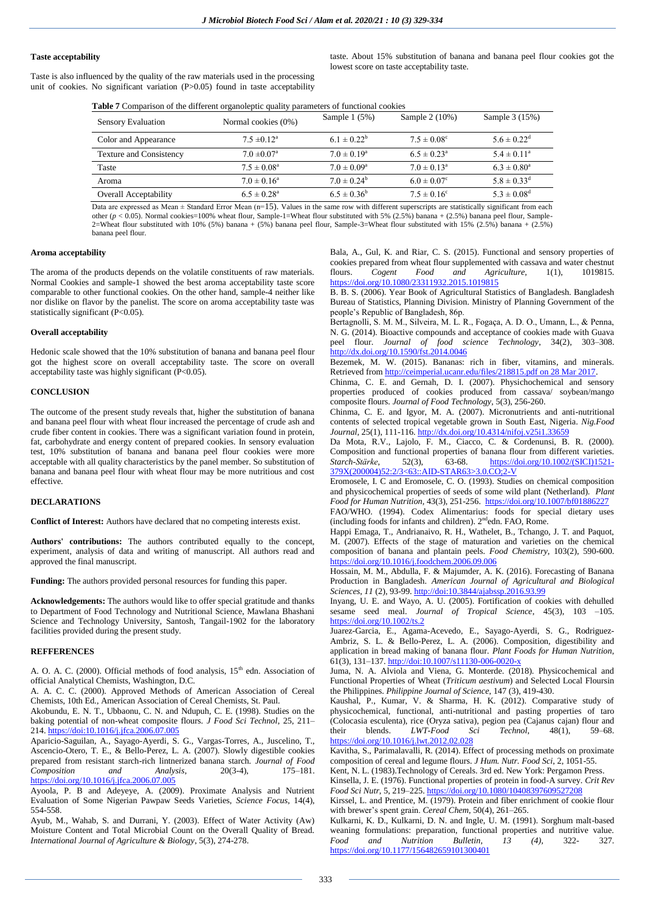**Taste acceptability**

Taste is also influenced by the quality of the raw materials used in the processing unit of cookies. No significant variation (P>0.05) found in taste acceptability taste. About 15% substitution of banana and banana peel flour cookies got the lowest score on taste acceptability taste.

**Table 7** Comparison of the different organoleptic quality parameters of functional cookies

| Sensory Evaluation | Normal cookies (0%) | Sample 1 (5%) | Sample 2 (10%) | Sample 3 (15%) |
|---|---|---|---|---|
| Color and Appearance | $7.5 \pm 0.12^{a}$ | $6.1 \pm 0.22^{b}$ | $7.5 \pm 0.08^{c}$ | $5.6 \pm 0.22^{d}$ |
| Texture and Consistency | $7.0 \pm 0.07^{a}$ | $7.0 \pm 0.19^{a}$ | $6.5 \pm 0.23^{a}$ | $5.4 \pm 0.11^{a}$ |
| Taste | $7.5 \pm 0.08^{a}$ | $7.0 \pm 0.09^{a}$ | $7.0 \pm 0.13^{a}$ | $6.3 \pm 0.80^{a}$ |
| Aroma | $7.0 \pm 0.16^{a}$ | $7.0 \pm 0.24^{b}$ | $6.0 \pm 0.07^{c}$ | $5.8 \pm 0.33^{d}$ |
| Overall Acceptability | $6.5 \pm 0.28^{a}$ | $6.5 \pm 0.36^{b}$ | $7.5 \pm 0.16^{c}$ | $5.3 \pm 0.08^{d}$ |

Data are expressed as Mean ± Standard Error Mean (n=15). Values in the same row with different superscripts are statistically significant from each other ($p < 0.05$). Normal cookies=100% wheat flour, Sample-1=Wheat flour substituted with 5% (2.5%) banana + (2.5%) banana peel flour, Sample-2=Wheat flour substituted with 10% (5%) banana + (5%) banana peel flour, Sample-3=Wheat flour substituted with 15% (2.5%) banana + (2.5%) banana peel flour.

**Aroma acceptability**

The aroma of the products depends on the volatile constituents of raw materials. Normal Cookies and sample-1 showed the best aroma acceptability taste score comparable to other functional cookies. On the other hand, sample-4 neither like nor dislike on flavor by the panelist. The score on aroma acceptability taste was statistically significant (P<0.05).

**Overall acceptability**

Hedonic scale showed that the 10% substitution of banana and banana peel flour got the highest score on overall acceptability taste. The score on overall acceptability taste was highly significant (P<0.05).

**CONCLUSION**

The outcome of the present study reveals that, higher the substitution of banana and banana peel flour with wheat flour increased the percentage of crude ash and crude fiber content in cookies. There was a significant variation found in protein, fat, carbohydrate and energy content of prepared cookies. In sensory evaluation test, 10% substitution of banana and banana peel flour cookies were more acceptable with all quality characteristics by the panel member. So substitution of banana and banana peel flour with wheat flour may be more nutritious and cost effective.

**DECLARATIONS**

**Conflict of Interest:** Authors have declared that no competing interests exist.

**Authors' contributions:** The authors contributed equally to the concept, experiment, analysis of data and writing of manuscript. All authors read and approved the final manuscript.

**Funding:** The authors provided personal resources for funding this paper.

**Acknowledgements:** The authors would like to offer special gratitude and thanks to Department of Food Technology and Nutritional Science, Mawlana Bhashani Science and Technology University, Santosh, Tangail-1902 for the laboratory facilities provided during the present study.

**REFFERENCES**

A. O. A. C. (2000). Official methods of food analysis, 15th edn. Association of official Analytical Chemists, Washington, D.C.

A. A. C. C. (2000). Approved Methods of American Association of Cereal Chemists, 10th Ed., American Association of Cereal Chemists, St. Paul.

Akobundu, E. N. T., Ubbaonu, C. N. and Ndupuh, C. E. (1998). Studies on the baking potential of non-wheat composite flours. *J Food Sci Technol*, 25, 211–214. https://doi:10.1016/j.jfca.2006.07.005

Aparicio-Saguilan, A., Sayago-Ayerdi, S. G., Vargas-Torres, A., Juscelino, T., Ascencio-Otero, T. E., & Bello-Perez, L. A. (2007). Slowly digestible cookies prepared from resistant starch-rich lintnerized banana starch. *Journal of Food Composition and Analysis*, 20(3-4), 175–181. https://doi.org/10.1016/j.jfca.2006.07.005

Ayoola, P. B and Adeyeye, A. (2009). Proximate Analysis and Nutrient Evaluation of Some Nigerian Pawpaw Seeds Varieties, *Science Focus*, 14(4), 554-558.

Ayub, M., Wahab, S. and Durrani, Y. (2003). Effect of Water Activity (Aw) Moisture Content and Total Microbial Count on the Overall Quality of Bread. *International Journal of Agriculture & Biology*, 5(3), 274-278.

Bala, A., Gul, K. and Riar, C. S. (2015). Functional and sensory properties of cookies prepared from wheat flour supplemented with cassava and water chestnut flours. *Cogent Food and Agriculture*, 1(1), 1019815. https://doi.org/10.1080/23311932.2015.1019815

B. B. S. (2006). Year Book of Agricultural Statistics of Bangladesh. Bangladesh Bureau of Statistics, Planning Division. Ministry of Planning Government of the people's Republic of Bangladesh, 86p.

Bertagnolli, S. M. M., Silveira, M. L. R., Fogaça, A. D. O., Umann, L., & Penna, N. G. (2014). Bioactive compounds and acceptance of cookies made with Guava peel flour. *Journal of food science Technology*, 34(2), 303–308. http://dx.doi.org/10.1590/fst.2014.0046

Bezemek, M. W. (2015). Bananas: rich in fiber, vitamins, and minerals. Retrieved from http://ceimperial.ucanr.edu/files/218815.pdf on 28 Mar 2017.

Chinma, C. E. and Gernah, D. I. (2007). Physichochemical and sensory properties produced of cookies produced from cassava/ soybean/mango composite flours. *Journal of Food Technology*, 5(3), 256-260.

Chinma, C. E. and Igyor, M. A. (2007). Micronutrients and anti-nutritional contents of selected tropical vegetable grown in South East, Nigeria. *Nig.Food Journal*, 25(1), 111-116. http://dx.doi.org/10.4314/nifoj.v25i1.33659

Da Mota, R.V., Lajolo, F. M., Ciacco, C. & Cordenunsi, B. R. (2000). Composition and functional properties of banana flour from different varieties. *Starch-Stärke*, 52(3), 63-68. https://doi.org/10.1002/(SICI)1521-379X(200004)52:2/3<63::AID-STAR63>3.0.CO;2-V

Eromosele, I. C and Eromosele, C. O. (1993). Studies on chemical composition and physicochemical properties of seeds of some wild plant (Netherland). *Plant Food for Human Nutrition*, 43(3), 251-256. https://doi.org/10.1007/bf01886227

FAO/WHO. (1994). Codex Alimentarius: foods for special dietary uses (including foods for infants and children). 2nd edn. FAO, Rome.

Happi Emaga, T., Andrianaivo, R. H., Wathelet, B., Tchango, J. T. and Paquot, M. (2007). Effects of the stage of maturation and varieties on the chemical composition of banana and plantain peels. *Food Chemistry*, 103(2), 590-600. https://doi.org/10.1016/j.foodchem.2006.09.006

Hossain, M. M., Abdulla, F. & Majumder, A. K. (2016). Forecasting of Banana Production in Bangladesh. *American Journal of Agricultural and Biological Sciences*, *11* (2), 93-99. http://doi:10.3844/ajabssp.2016.93.99

Inyang, U. E. and Wayo, A. U. (2005). Fortification of cookies with dehulled sesame seed meal. *Journal of Tropical Science*, 45(3), 103 –105. https://doi.org/10.1002/ts.2

Juarez-Garcia, E., Agama-Acevedo, E., Sayago-Ayerdi, S. G., Rodriguez-Ambriz, S. L. & Bello-Perez, L. A. (2006). Composition, digestibility and application in bread making of banana flour. *Plant Foods for Human Nutrition*, 61(3), 131–137. http://doi:10.1007/s11130-006-0020-x

Juma, N. A. Alviola and Viena, G. Monterde. (2018). Physicochemical and Functional Properties of Wheat (*Triticum aestivum*) and Selected Local Floursin the Philippines. *Philippine Journal of Science*, 147 (3), 419-430.

Kaushal, P., Kumar, V. & Sharma, H. K. (2012). Comparative study of physicochemical, functional, anti-nutritional and pasting properties of taro (Colocasia esculenta), rice (Oryza sativa), pegion pea (Cajanus cajan) flour and their blends. *LWT-Food Sci Technol*, 48(1), 59–68. https://doi.org/10.1016/j.lwt.2012.02.028

Kavitha, S., Parimalavalli, R. (2014). Effect of processing methods on proximate composition of cereal and legume flours. *J Hum. Nutr. Food Sci*, 2, 1051-55.

Kent, N. L. (1983).Technology of Cereals. 3rd ed. New York: Pergamon Press.

Kinsella, J. E. (1976). Functional properties of protein in food-A survey. *Crit Rev Food Sci Nutr*, 5, 219–225. https://doi.org/10.1080/10408397609527208

Kirssel, L. and Prentice, M. (1979). Protein and fiber enrichment of cookie flour with brewer's spent grain. *Cereal Chem*, 50(4), 261–265.

Kulkarni, K. D., Kulkarni, D. N. and Ingle, U. M. (1991). Sorghum malt-based weaning formulations: preparation, functional properties and nutritive value. *Food and Nutrition Bulletin*, *13 (4)*, 322- 327. https://doi.org/10.1177/156482659101300401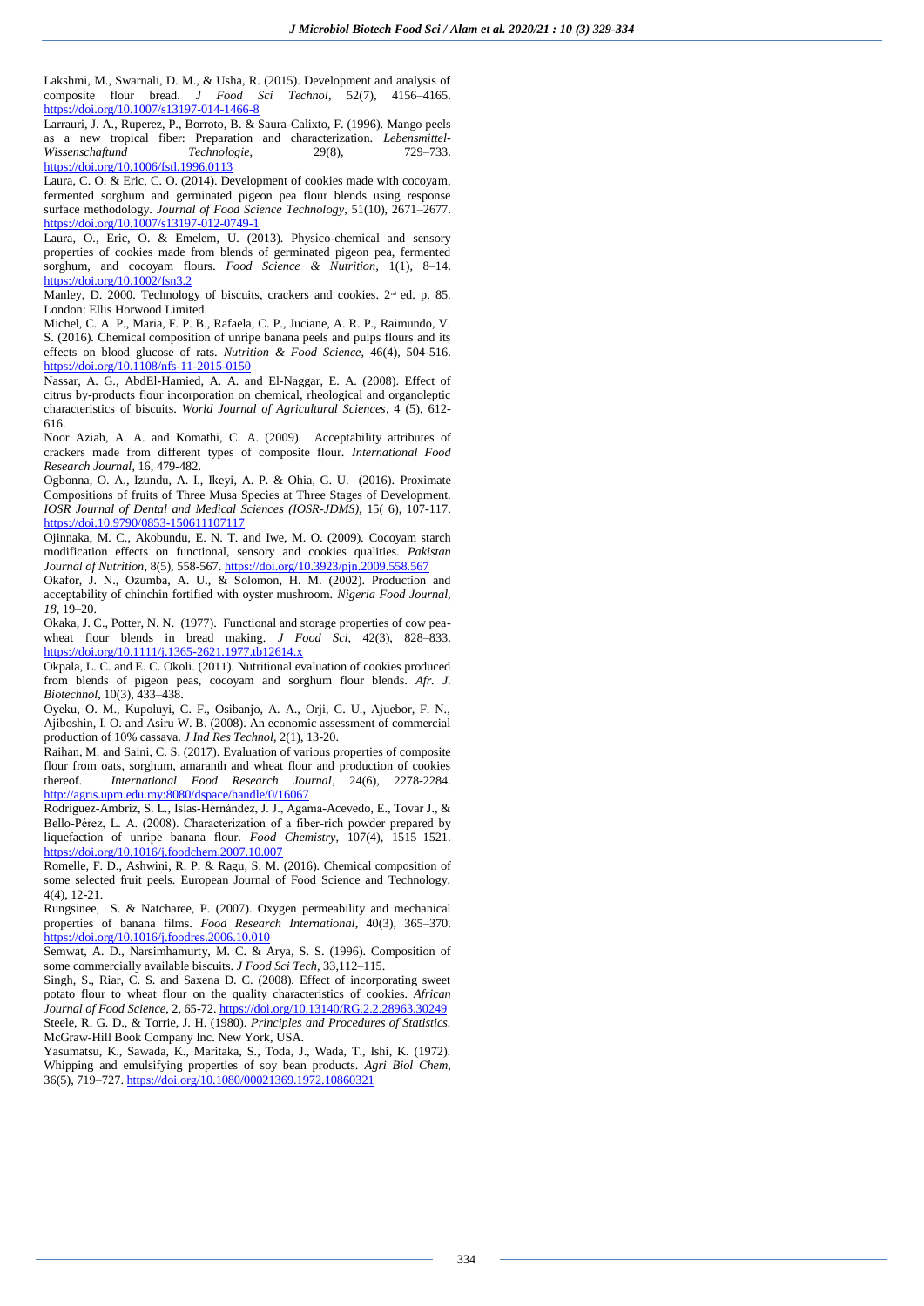Lakshmi, M., Swarnali, D. M., & Usha, R. (2015). Development and analysis of composite flour bread. *J Food Sci Technol*, 52(7), 4156–4165. https://doi.org/10.1007/s13197-014-1466-8

Larrauri, J. A., Ruperez, P., Borroto, B. & Saura-Calixto, F. (1996). Mango peels as a new tropical fiber: Preparation and characterization. *Lebensmittel-Wissenschaftund Technologie*, 29(8), 729–733. https://doi.org/10.1006/fstl.1996.0113

Laura, C. O. & Eric, C. O. (2014). Development of cookies made with cocoyam, fermented sorghum and germinated pigeon pea flour blends using response surface methodology. *Journal of Food Science Technology*, 51(10), 2671–2677. https://doi.org/10.1007/s13197-012-0749-1

Laura, O., Eric, O. & Emelem, U. (2013). Physico-chemical and sensory properties of cookies made from blends of germinated pigeon pea, fermented sorghum, and cocoyam flours. *Food Science & Nutrition*, 1(1), 8–14. https://doi.org/10.1002/fsn3.2

Manley, D. 2000. Technology of biscuits, crackers and cookies. 2nd ed. p. 85. London: Ellis Horwood Limited.

Michel, C. A. P., Maria, F. P. B., Rafaela, C. P., Juciane, A. R. P., Raimundo, V. S. (2016). Chemical composition of unripe banana peels and pulps flours and its effects on blood glucose of rats. *Nutrition & Food Science*, 46(4), 504-516. https://doi.org/10.1108/nfs-11-2015-0150

Nassar, A. G., AbdEl-Hamied, A. A. and El-Naggar, E. A. (2008). Effect of citrus by-products flour incorporation on chemical, rheological and organoleptic characteristics of biscuits. *World Journal of Agricultural Sciences*, 4 (5), 612-616.

Noor Aziah, A. A. and Komathi, C. A. (2009). Acceptability attributes of crackers made from different types of composite flour. *International Food Research Journal*, 16, 479-482.

Ogbonna, O. A., Izundu, A. I., Ikeyi, A. P. & Ohia, G. U. (2016). Proximate Compositions of fruits of Three Musa Species at Three Stages of Development. *IOSR Journal of Dental and Medical Sciences (IOSR-JDMS)*, 15( 6), 107-117. https://doi.10.9790/0853-150611107117

Ojinnaka, M. C., Akobundu, E. N. T. and Iwe, M. O. (2009). Cocoyam starch modification effects on functional, sensory and cookies qualities. *Pakistan Journal of Nutrition*, 8(5), 558-567. https://doi.org/10.3923/pjn.2009.558.567

Okafor, J. N., Ozumba, A. U., & Solomon, H. M. (2002). Production and acceptability of chinchin fortified with oyster mushroom. *Nigeria Food Journal, 18*, 19–20.

Okaka, J. C., Potter, N. N. (1977). Functional and storage properties of cow pea-wheat flour blends in bread making. *J Food Sci*, 42(3), 828–833. https://doi.org/10.1111/j.1365-2621.1977.tb12614.x

Okpala, L. C. and E. C. Okoli. (2011). Nutritional evaluation of cookies produced from blends of pigeon peas, cocoyam and sorghum flour blends. *Afr. J. Biotechnol*, 10(3), 433–438.

Oyeku, O. M., Kupoluyi, C. F., Osibanjo, A. A., Orji, C. U., Ajuebor, F. N., Ajiboshin, I. O. and Asiru W. B. (2008). An economic assessment of commercial production of 10% cassava. *J Ind Res Technol*, 2(1), 13-20.

Raihan, M. and Saini, C. S. (2017). Evaluation of various properties of composite flour from oats, sorghum, amaranth and wheat flour and production of cookies thereof. *International Food Research Journal*, 24(6), 2278-2284. http://agris.upm.edu.my:8080/dspace/handle/0/16067

Rodriguez-Ambriz, S. L., Islas-Hernández, J. J., Agama-Acevedo, E., Tovar J., & Bello-Pérez, L. A. (2008). Characterization of a fiber-rich powder prepared by liquefaction of unripe banana flour. *Food Chemistry*, 107(4), 1515–1521. https://doi.org/10.1016/j.foodchem.2007.10.007

Romelle, F. D., Ashwini, R. P. & Ragu, S. M. (2016). Chemical composition of some selected fruit peels. European Journal of Food Science and Technology, 4(4), 12-21.

Rungsinee, S. & Natcharee, P. (2007). Oxygen permeability and mechanical properties of banana films. *Food Research International*, 40(3), 365–370. https://doi.org/10.1016/j.foodres.2006.10.010

Semwat, A. D., Narsimhamurty, M. C. & Arya, S. S. (1996). Composition of some commercially available biscuits. *J Food Sci Tech*, 33,112–115.

Singh, S., Riar, C. S. and Saxena D. C. (2008). Effect of incorporating sweet potato flour to wheat flour on the quality characteristics of cookies. *African Journal of Food Science*, 2, 65-72. https://doi.org/10.13140/RG.2.2.28963.30249

Steele, R. G. D., & Torrie, J. H. (1980). *Principles and Procedures of Statistics*. McGraw-Hill Book Company Inc. New York, USA.

Yasumatsu, K., Sawada, K., Maritaka, S., Toda, J., Wada, T., Ishi, K. (1972). Whipping and emulsifying properties of soy bean products. *Agri Biol Chem*, 36(5), 719–727. https://doi.org/10.1080/00021369.1972.10860321